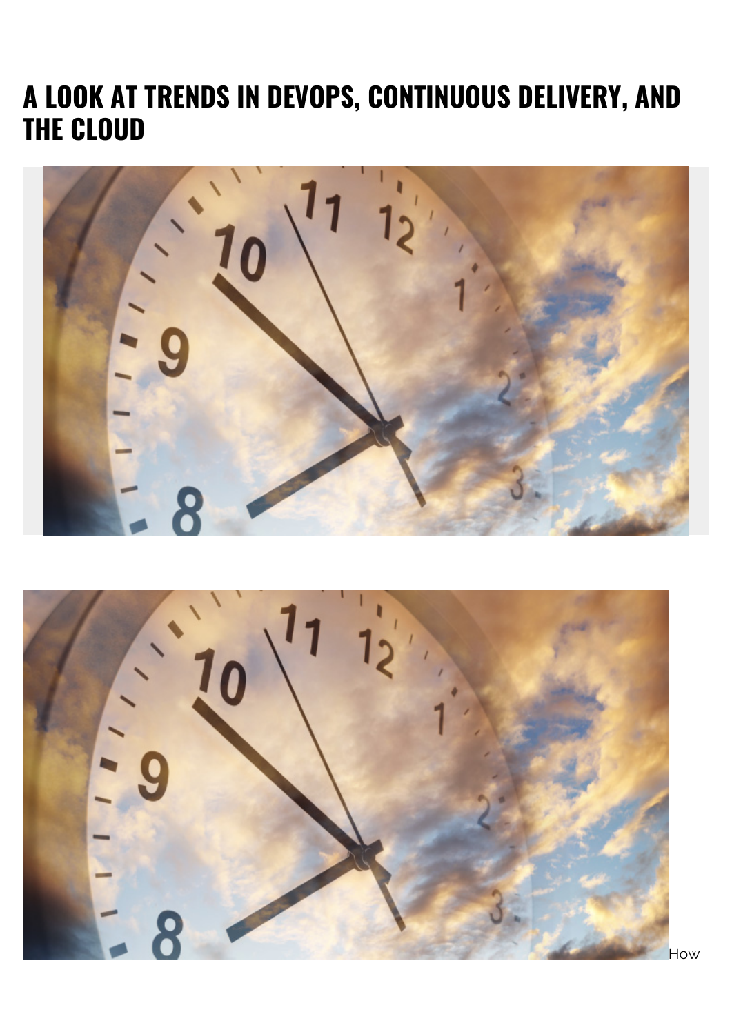# A LOOK AT TRENDS IN DEVOPS, CONTINUOUS DELIVERY, AND THE CLOUD

How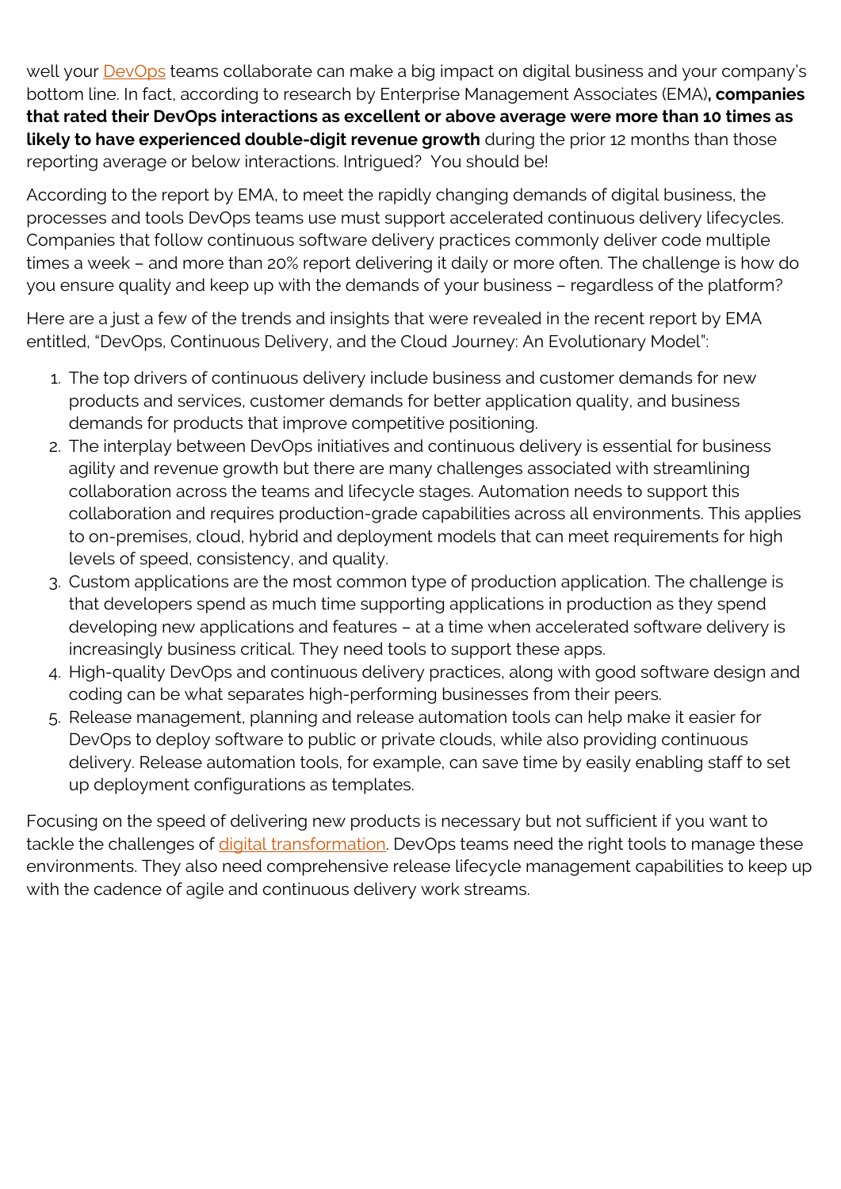well your DevOps teams collaborate can make a big impact on digital business and your company's bottom line. In fact, according to research by Enterprise Management Associates (EMA)**, companies that rated their DevOps interactions as excellent or above average were more than 10 times as likely to have experienced double-digit revenue growth** during the prior 12 months than those reporting average or below interactions. Intrigued?  You should be!

According to the report by EMA, to meet the rapidly changing demands of digital business, the processes and tools DevOps teams use must support accelerated continuous delivery lifecycles. Companies that follow continuous software delivery practices commonly deliver code multiple times a week – and more than 20% report delivering it daily or more often. The challenge is how do you ensure quality and keep up with the demands of your business – regardless of the platform?

Here are a just a few of the trends and insights that were revealed in the recent report by EMA entitled, "DevOps, Continuous Delivery, and the Cloud Journey: An Evolutionary Model":

1. The top drivers of continuous delivery include business and customer demands for new products and services, customer demands for better application quality, and business demands for products that improve competitive positioning.
2. The interplay between DevOps initiatives and continuous delivery is essential for business agility and revenue growth but there are many challenges associated with streamlining collaboration across the teams and lifecycle stages. Automation needs to support this collaboration and requires production-grade capabilities across all environments. This applies to on-premises, cloud, hybrid and deployment models that can meet requirements for high levels of speed, consistency, and quality.
3. Custom applications are the most common type of production application. The challenge is that developers spend as much time supporting applications in production as they spend developing new applications and features – at a time when accelerated software delivery is increasingly business critical. They need tools to support these apps.
4. High-quality DevOps and continuous delivery practices, along with good software design and coding can be what separates high-performing businesses from their peers.
5. Release management, planning and release automation tools can help make it easier for DevOps to deploy software to public or private clouds, while also providing continuous delivery. Release automation tools, for example, can save time by easily enabling staff to set up deployment configurations as templates.

Focusing on the speed of delivering new products is necessary but not sufficient if you want to tackle the challenges of digital transformation. DevOps teams need the right tools to manage these environments. They also need comprehensive release lifecycle management capabilities to keep up with the cadence of agile and continuous delivery work streams.